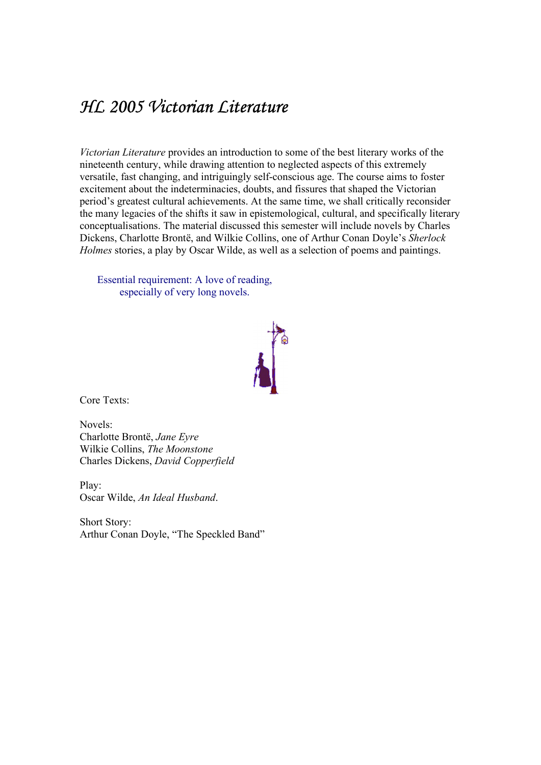# *HL 2005 Victorian Literature*

*Victorian Literature* provides an introduction to some of the best literary works of the nineteenth century, while drawing attention to neglected aspects of this extremely versatile, fast changing, and intriguingly self-conscious age. The course aims to foster excitement about the indeterminacies, doubts, and fissures that shaped the Victorian period's greatest cultural achievements. At the same time, we shall critically reconsider the many legacies of the shifts it saw in epistemological, cultural, and specifically literary conceptualisations. The material discussed this semester will include novels by Charles Dickens, Charlotte Brontë, and Wilkie Collins, one of Arthur Conan Doyle's *Sherlock Holmes* stories, a play by Oscar Wilde, as well as a selection of poems and paintings.

Essential requirement: A love of reading,
especially of very long novels.

Core Texts:

Novels:
Charlotte Brontë, *Jane Eyre*
Wilkie Collins, *The Moonstone*
Charles Dickens, *David Copperfield*

Play:
Oscar Wilde, *An Ideal Husband*.

Short Story:
Arthur Conan Doyle, "The Speckled Band"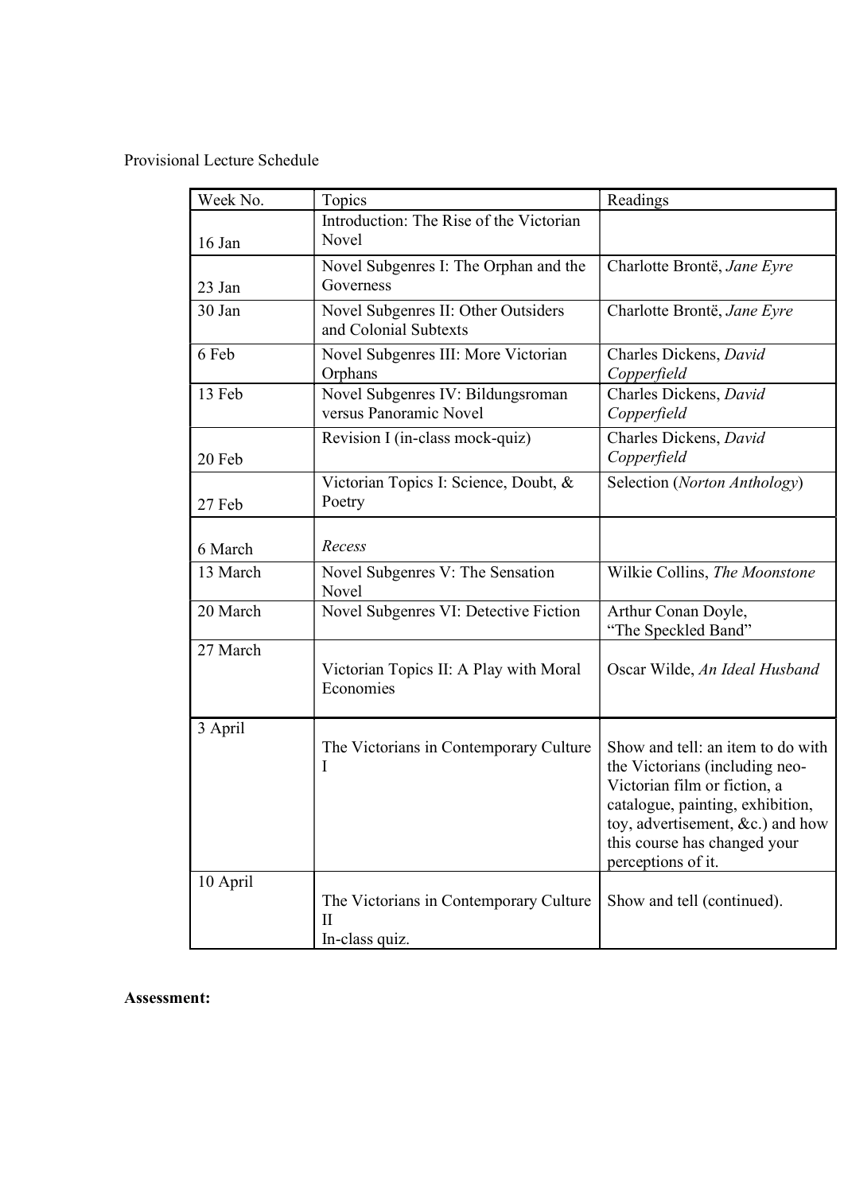Provisional Lecture Schedule

| Week No. | Topics | Readings |
| --- | --- | --- |
| 16 Jan | Introduction: The Rise of the Victorian Novel | |
| 23 Jan | Novel Subgenres I: The Orphan and the Governess | Charlotte Brontë, *Jane Eyre* |
| 30 Jan | Novel Subgenres II: Other Outsiders and Colonial Subtexts | Charlotte Brontë, *Jane Eyre* |
| 6 Feb | Novel Subgenres III: More Victorian Orphans | Charles Dickens, *David Copperfield* |
| 13 Feb | Novel Subgenres IV: Bildungsroman versus Panoramic Novel | Charles Dickens, *David Copperfield* |
| 20 Feb | Revision I (in-class mock-quiz) | Charles Dickens, *David Copperfield* |
| 27 Feb | Victorian Topics I: Science, Doubt, & Poetry | Selection (*Norton Anthology*) |
| 6 March | *Recess* | |
| 13 March | Novel Subgenres V: The Sensation Novel | Wilkie Collins, *The Moonstone* |
| 20 March | Novel Subgenres VI: Detective Fiction | Arthur Conan Doyle, "The Speckled Band" |
| 27 March | Victorian Topics II: A Play with Moral Economies | Oscar Wilde, *An Ideal Husband* |
| 3 April | The Victorians in Contemporary Culture I | Show and tell: an item to do with the Victorians (including neo-Victorian film or fiction, a catalogue, painting, exhibition, toy, advertisement, &c.) and how this course has changed your perceptions of it. |
| 10 April | The Victorians in Contemporary Culture II<br>In-class quiz. | Show and tell (continued). |

**Assessment:**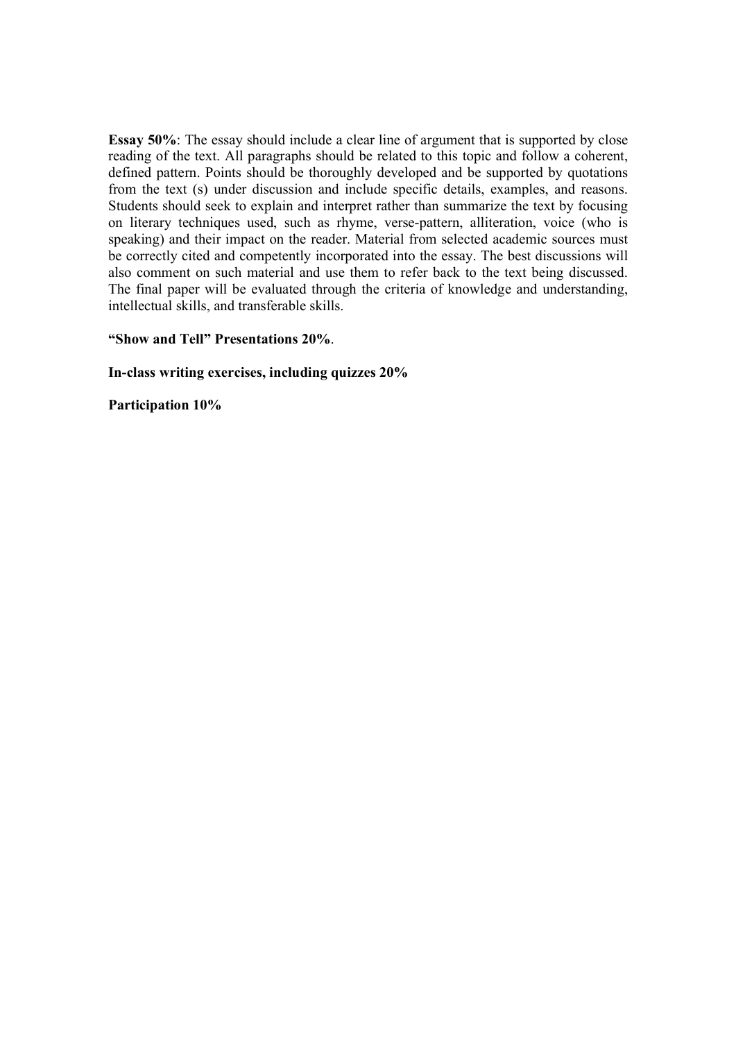**Essay 50%**: The essay should include a clear line of argument that is supported by close reading of the text. All paragraphs should be related to this topic and follow a coherent, defined pattern. Points should be thoroughly developed and be supported by quotations from the text (s) under discussion and include specific details, examples, and reasons. Students should seek to explain and interpret rather than summarize the text by focusing on literary techniques used, such as rhyme, verse-pattern, alliteration, voice (who is speaking) and their impact on the reader. Material from selected academic sources must be correctly cited and competently incorporated into the essay. The best discussions will also comment on such material and use them to refer back to the text being discussed. The final paper will be evaluated through the criteria of knowledge and understanding, intellectual skills, and transferable skills.

**"Show and Tell" Presentations 20%**.

**In-class writing exercises, including quizzes 20%**

**Participation 10%**